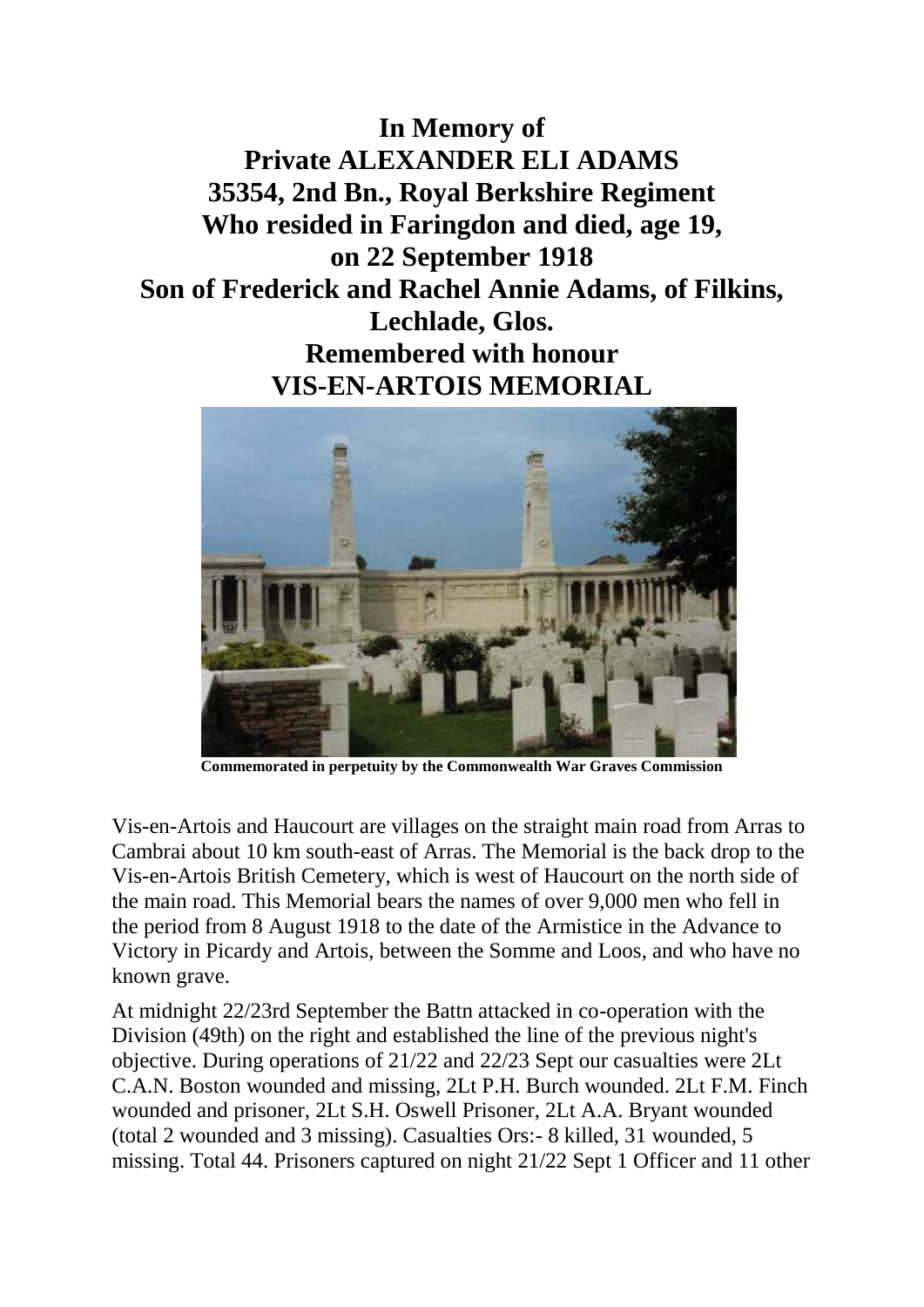**In Memory of**
**Private ALEXANDER ELI ADAMS**
**35354, 2nd Bn., Royal Berkshire Regiment**
**Who resided in Faringdon and died, age 19,**
**on 22 September 1918**
**Son of Frederick and Rachel Annie Adams, of Filkins, Lechlade, Glos.**
**Remembered with honour**
**VIS-EN-ARTOIS MEMORIAL**

**Commemorated in perpetuity by the Commonwealth War Graves Commission**

Vis-en-Artois and Haucourt are villages on the straight main road from Arras to Cambrai about 10 km south-east of Arras. The Memorial is the back drop to the Vis-en-Artois British Cemetery, which is west of Haucourt on the north side of the main road. This Memorial bears the names of over 9,000 men who fell in the period from 8 August 1918 to the date of the Armistice in the Advance to Victory in Picardy and Artois, between the Somme and Loos, and who have no known grave.

At midnight 22/23rd September the Battn attacked in co-operation with the Division (49th) on the right and established the line of the previous night's objective. During operations of 21/22 and 22/23 Sept our casualties were 2Lt C.A.N. Boston wounded and missing, 2Lt P.H. Burch wounded. 2Lt F.M. Finch wounded and prisoner, 2Lt S.H. Oswell Prisoner, 2Lt A.A. Bryant wounded (total 2 wounded and 3 missing). Casualties Ors:- 8 killed, 31 wounded, 5 missing. Total 44. Prisoners captured on night 21/22 Sept 1 Officer and 11 other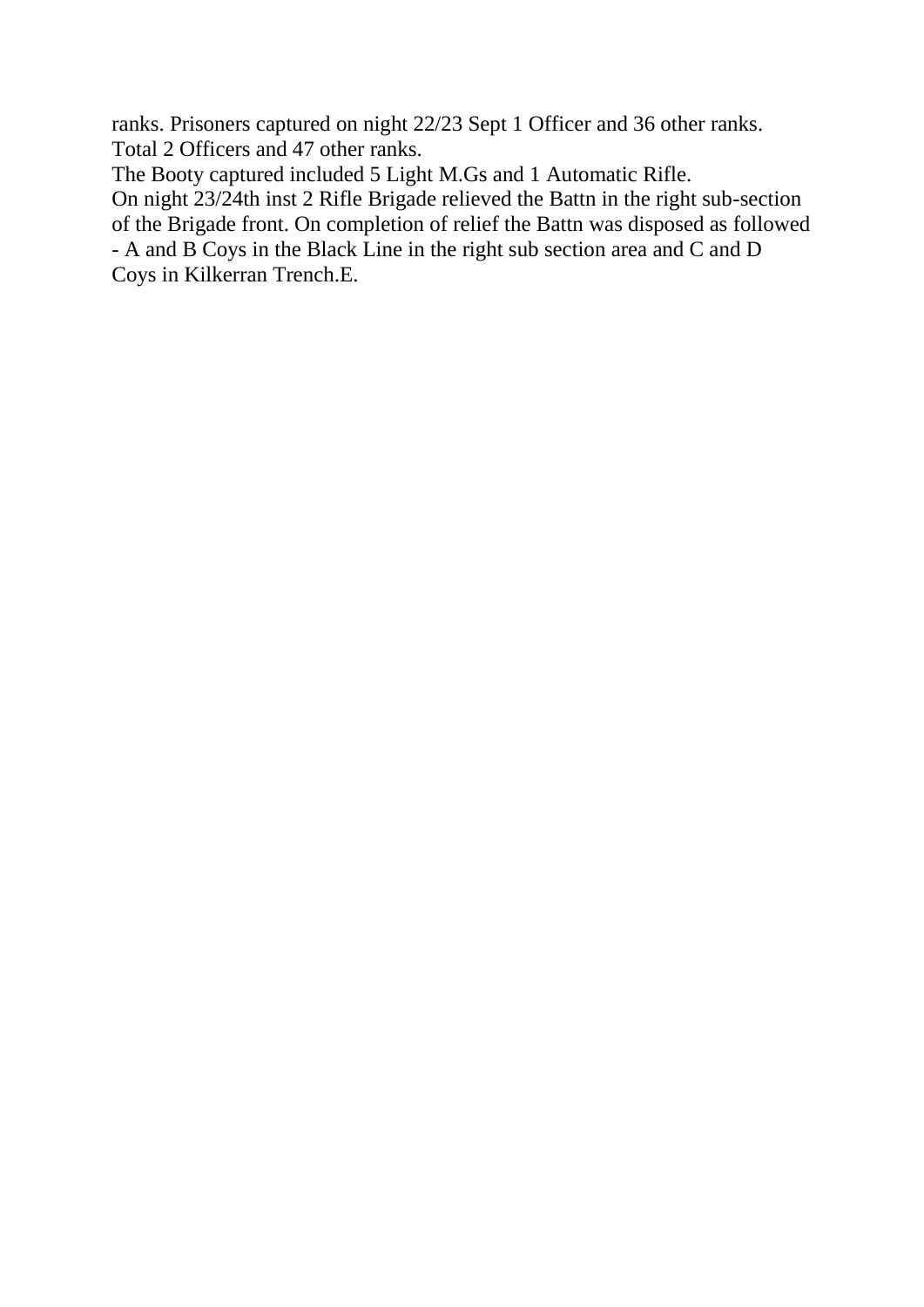ranks. Prisoners captured on night 22/23 Sept 1 Officer and 36 other ranks. Total 2 Officers and 47 other ranks.
The Booty captured included 5 Light M.Gs and 1 Automatic Rifle.
On night 23/24th inst 2 Rifle Brigade relieved the Battn in the right sub-section of the Brigade front. On completion of relief the Battn was disposed as followed - A and B Coys in the Black Line in the right sub section area and C and D Coys in Kilkerran Trench.E.